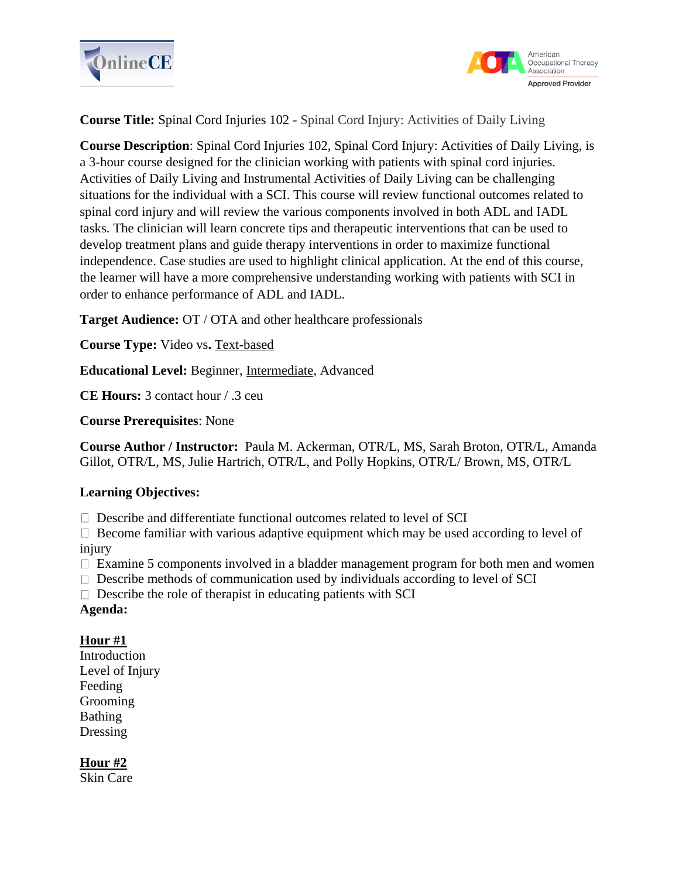**Course Title:** Spinal Cord Injuries 102 - Spinal Cord Injury: Activities of Daily Living

**Course Description**: Spinal Cord Injuries 102, Spinal Cord Injury: Activities of Daily Living, is a 3-hour course designed for the clinician working with patients with spinal cord injuries. Activities of Daily Living and Instrumental Activities of Daily Living can be challenging situations for the individual with a SCI. This course will review functional outcomes related to spinal cord injury and will review the various components involved in both ADL and IADL tasks. The clinician will learn concrete tips and therapeutic interventions that can be used to develop treatment plans and guide therapy interventions in order to maximize functional independence. Case studies are used to highlight clinical application. At the end of this course, the learner will have a more comprehensive understanding working with patients with SCI in order to enhance performance of ADL and IADL.

**Target Audience:** OT / OTA and other healthcare professionals

**Course Type:** Video vs. Text-based

**Educational Level:** Beginner, Intermediate, Advanced

**CE Hours:** 3 contact hour / .3 ceu

**Course Prerequisites**: None

**Course Author / Instructor:** Paula M. Ackerman, OTR/L, MS, Sarah Broton, OTR/L, Amanda Gillot, OTR/L, MS, Julie Hartrich, OTR/L, and Polly Hopkins, OTR/L/ Brown, MS, OTR/L

**Learning Objectives:**

- Describe and differentiate functional outcomes related to level of SCI
- Become familiar with various adaptive equipment which may be used according to level of injury
- Examine 5 components involved in a bladder management program for both men and women
- Describe methods of communication used by individuals according to level of SCI
- Describe the role of therapist in educating patients with SCI

**Agenda:**

**Hour #1**
Introduction
Level of Injury
Feeding
Grooming
Bathing
Dressing

**Hour #2**
Skin Care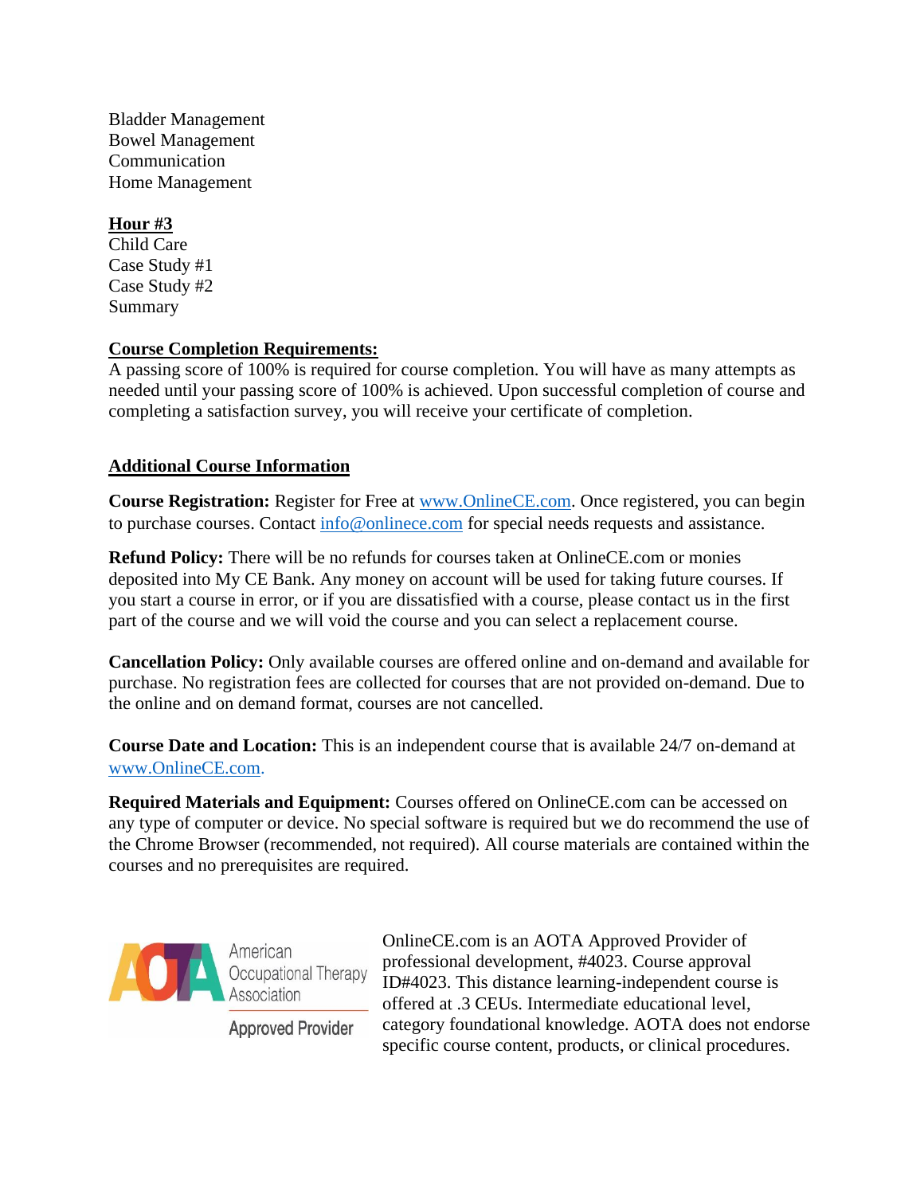Bladder Management
Bowel Management
Communication
Home Management

**Hour #3**
Child Care
Case Study #1
Case Study #2
Summary

**Course Completion Requirements:**
A passing score of 100% is required for course completion. You will have as many attempts as needed until your passing score of 100% is achieved. Upon successful completion of course and completing a satisfaction survey, you will receive your certificate of completion.

**Additional Course Information**

**Course Registration:** Register for Free at www.OnlineCE.com. Once registered, you can begin to purchase courses. Contact info@onlinece.com for special needs requests and assistance.

**Refund Policy:** There will be no refunds for courses taken at OnlineCE.com or monies deposited into My CE Bank. Any money on account will be used for taking future courses. If you start a course in error, or if you are dissatisfied with a course, please contact us in the first part of the course and we will void the course and you can select a replacement course.

**Cancellation Policy:** Only available courses are offered online and on-demand and available for purchase. No registration fees are collected for courses that are not provided on-demand. Due to the online and on demand format, courses are not cancelled.

**Course Date and Location:** This is an independent course that is available 24/7 on-demand at www.OnlineCE.com.

**Required Materials and Equipment:** Courses offered on OnlineCE.com can be accessed on any type of computer or device. No special software is required but we do recommend the use of the Chrome Browser (recommended, not required). All course materials are contained within the courses and no prerequisites are required.

AOTA American Occupational Therapy Association Approved Provider

OnlineCE.com is an AOTA Approved Provider of professional development, #4023. Course approval ID#4023. This distance learning-independent course is offered at .3 CEUs. Intermediate educational level, category foundational knowledge. AOTA does not endorse specific course content, products, or clinical procedures.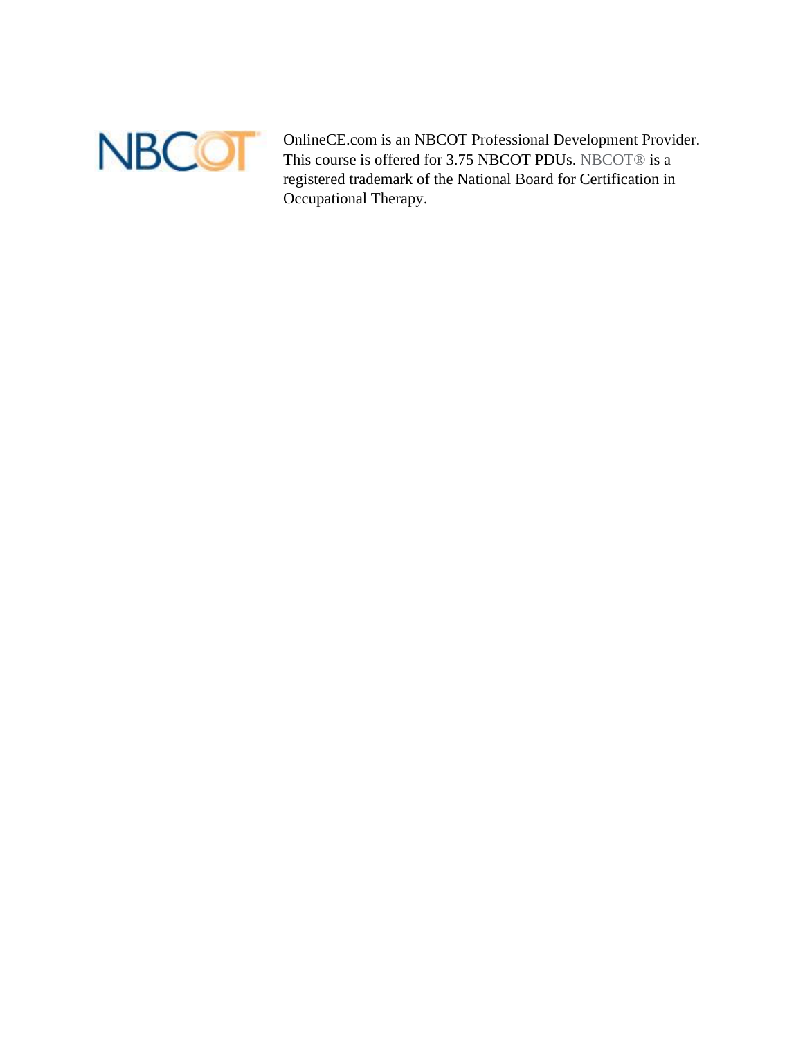OnlineCE.com is an NBCOT Professional Development Provider. This course is offered for 3.75 NBCOT PDUs. NBCOT® is a registered trademark of the National Board for Certification in Occupational Therapy.